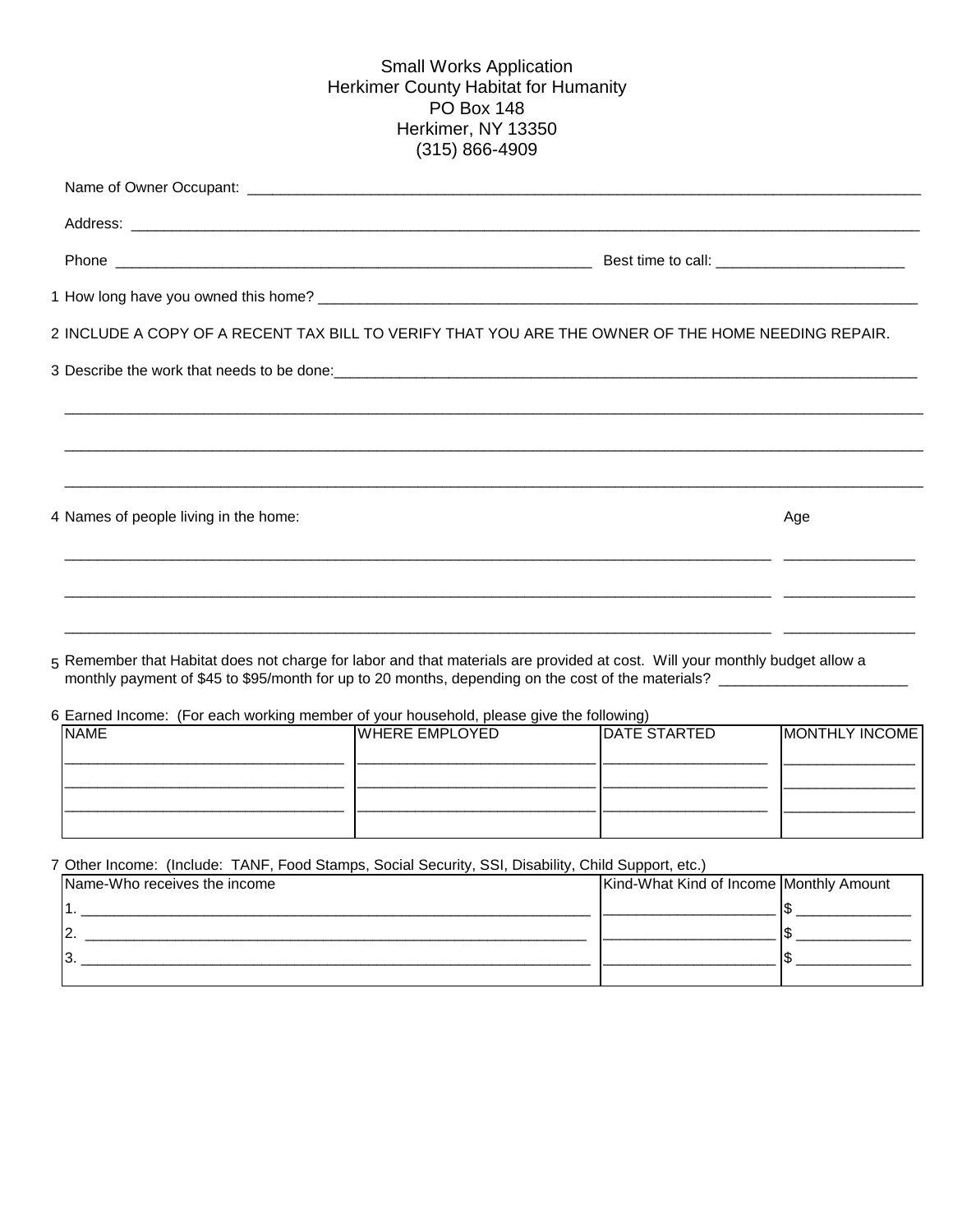# Small Works Application

Herkimer County Habitat for Humanity
PO Box 148
Herkimer, NY 13350
(315) 866-4909

Name of Owner Occupant: ______________________________________________

Address: ______________________________________________

Phone ______________________________ Best time to call: ____________________

1 How long have you owned this home? ______________________________________________

2 INCLUDE A COPY OF A RECENT TAX BILL TO VERIFY THAT YOU ARE THE OWNER OF THE HOME NEEDING REPAIR.

3 Describe the work that needs to be done: ______________________________________________

______________________________________________

______________________________________________

______________________________________________

4 Names of people living in the home: Age

______________________________________________ ____________

______________________________________________ ____________

______________________________________________ ____________

5 Remember that Habitat does not charge for labor and that materials are provided at cost. Will your monthly budget allow a monthly payment of $45 to $95/month for up to 20 months, depending on the cost of the materials? ____________________

6 Earned Income: (For each working member of your household, please give the following)

| NAME | WHERE EMPLOYED | DATE STARTED | MONTHLY INCOME |
| --- | --- | --- | --- |
| ____________________ | ____________________ | ____________________ | ____________ |
| ____________________ | ____________________ | ____________________ | ____________ |
| ____________________ | ____________________ | ____________________ | ____________ |

7 Other Income: (Include: TANF, Food Stamps, Social Security, SSI, Disability, Child Support, etc.)

| Name-Who receives the income | Kind-What Kind of Income | Monthly Amount |
| --- | --- | --- |
| 1. ______________________________ | ____________________ | $ ____________ |
| 2. ______________________________ | ____________________ | $ ____________ |
| 3. ______________________________ | ____________________ | $ ____________ |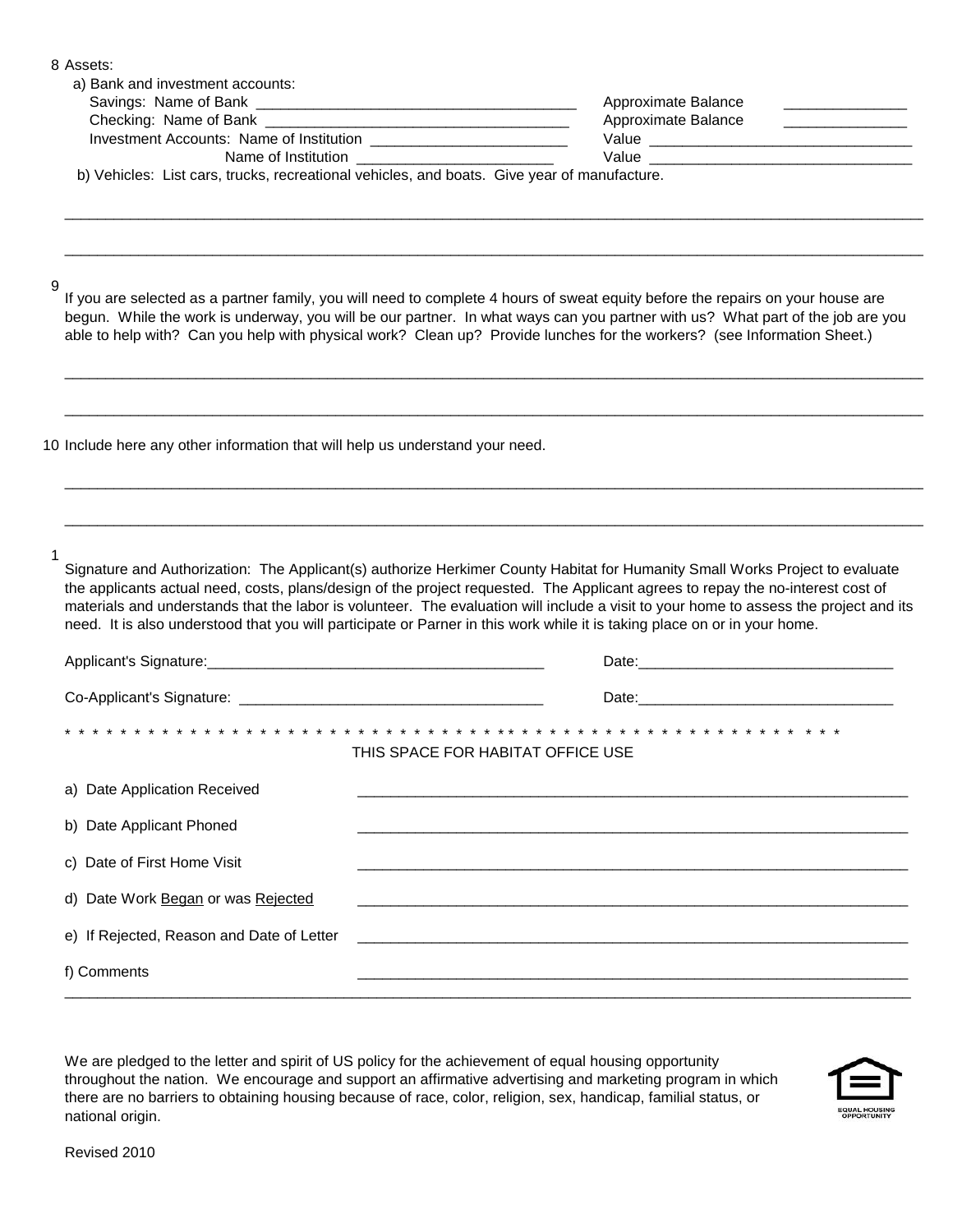8 Assets:

a) Bank and investment accounts:

Savings: Name of Bank ________________________________________ Approximate Balance _______________

Checking: Name of Bank ______________________________________ Approximate Balance _______________

Investment Accounts: Name of Institution _________________________ Value _________________________________

Name of Institution _________________________ Value _________________________________

b) Vehicles: List cars, trucks, recreational vehicles, and boats. Give year of manufacture.

______________________________________________________________________________________________________________

______________________________________________________________________________________________________________

9 If you are selected as a partner family, you will need to complete 4 hours of sweat equity before the repairs on your house are begun. While the work is underway, you will be our partner. In what ways can you partner with us? What part of the job are you able to help with? Can you help with physical work? Clean up? Provide lunches for the workers? (see Information Sheet.)

______________________________________________________________________________________________________________

______________________________________________________________________________________________________________

10 Include here any other information that will help us understand your need.

______________________________________________________________________________________________________________

______________________________________________________________________________________________________________

1 Signature and Authorization: The Applicant(s) authorize Herkimer County Habitat for Humanity Small Works Project to evaluate the applicants actual need, costs, plans/design of the project requested. The Applicant agrees to repay the no-interest cost of materials and understands that the labor is volunteer. The evaluation will include a visit to your home to assess the project and its need. It is also understood that you will participate or Parner in this work while it is taking place on or in your home.

Applicant's Signature:___________________________________________ Date:________________________________

Co-Applicant's Signature: _____________________________________ Date:________________________________

\* \* \* \* \* \* \* \* \* \* \* \* \* \* \* \* \* \* \* \* \* \* \* \* \* \* \* \* \* \* \* \* \* \* \* \* \* \* \* \* \* \* \* \* \* \* \* \* \* \* \* \* \* \* \* \* \* \* \* \* \* \* \*

THIS SPACE FOR HABITAT OFFICE USE

a) Date Application Received ____________________________________________________________________

b) Date Applicant Phoned ____________________________________________________________________

c) Date of First Home Visit ____________________________________________________________________

d) Date Work <u>Began</u> or was <u>Rejected</u> ____________________________________________________________________

e) If Rejected, Reason and Date of Letter ____________________________________________________________________

f) Comments ____________________________________________________________________

______________________________________________________________________________________________________________

We are pledged to the letter and spirit of US policy for the achievement of equal housing opportunity throughout the nation. We encourage and support an affirmative advertising and marketing program in which there are no barriers to obtaining housing because of race, color, religion, sex, handicap, familial status, or national origin.

EQUAL HOUSING OPPORTUNITY

Revised 2010